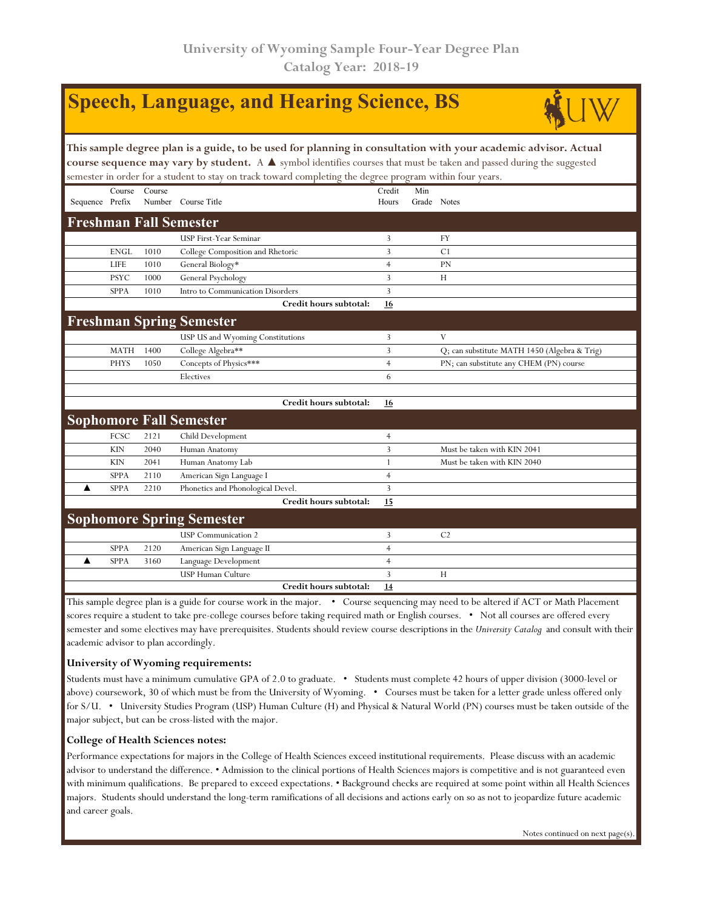# University of Wyoming Sample Four-Year Degree Plan
## Catalog Year: 2018-19

# Speech, Language, and Hearing Science, BS

**This sample degree plan is a guide, to be used for planning in consultation with your academic advisor. Actual course sequence may vary by student.** A ▲ symbol identifies courses that must be taken and passed during the suggested semester in order for a student to stay on track toward completing the degree program within four years.

| Sequence | Course Prefix | Course Number | Course Title | Credit Hours | Min Grade | Notes |
|---|---|---|---|---|---|---|
| **Freshman Fall Semester** | | | | | | |
| | | | USP First-Year Seminar | 3 | | FY |
| | ENGL | 1010 | College Composition and Rhetoric | 3 | | C1 |
| | LIFE | 1010 | General Biology* | 4 | | PN |
| | PSYC | 1000 | General Psychology | 3 | | H |
| | SPPA | 1010 | Intro to Communication Disorders | 3 | | |
| | | | **Credit hours subtotal:** | **16** | | |
| **Freshman Spring Semester** | | | | | | |
| | | | USP US and Wyoming Constitutions | 3 | | V |
| | MATH | 1400 | College Algebra** | 3 | | Q; can substitute MATH 1450 (Algebra & Trig) |
| | PHYS | 1050 | Concepts of Physics*** | 4 | | PN; can substitute any CHEM (PN) course |
| | | | Electives | 6 | | |
| | | | | | | |
| | | | **Credit hours subtotal:** | **16** | | |
| **Sophomore Fall Semester** | | | | | | |
| | FCSC | 2121 | Child Development | 4 | | |
| | KIN | 2040 | Human Anatomy | 3 | | Must be taken with KIN 2041 |
| | KIN | 2041 | Human Anatomy Lab | 1 | | Must be taken with KIN 2040 |
| | SPPA | 2110 | American Sign Language I | 4 | | |
| ▲ | SPPA | 2210 | Phonetics and Phonological Devel. | 3 | | |
| | | | **Credit hours subtotal:** | **15** | | |
| **Sophomore Spring Semester** | | | | | | |
| | | | USP Communication 2 | 3 | | C2 |
| | SPPA | 2120 | American Sign Language II | 4 | | |
| ▲ | SPPA | 3160 | Language Development | 4 | | |
| | | | USP Human Culture | 3 | | H |
| | | | **Credit hours subtotal:** | **14** | | |

This sample degree plan is a guide for course work in the major. • Course sequencing may need to be altered if ACT or Math Placement scores require a student to take pre-college courses before taking required math or English courses. • Not all courses are offered every semester and some electives may have prerequisites. Students should review course descriptions in the *University Catalog* and consult with their academic advisor to plan accordingly.

### University of Wyoming requirements:

Students must have a minimum cumulative GPA of 2.0 to graduate. • Students must complete 42 hours of upper division (3000-level or above) coursework, 30 of which must be from the University of Wyoming. • Courses must be taken for a letter grade unless offered only for S/U. • University Studies Program (USP) Human Culture (H) and Physical & Natural World (PN) courses must be taken outside of the major subject, but can be cross-listed with the major.

### College of Health Sciences notes:

Performance expectations for majors in the College of Health Sciences exceed institutional requirements. Please discuss with an academic advisor to understand the difference. • Admission to the clinical portions of Health Sciences majors is competitive and is not guaranteed even with minimum qualifications. Be prepared to exceed expectations. • Background checks are required at some point within all Health Sciences majors. Students should understand the long-term ramifications of all decisions and actions early on so as not to jeopardize future academic and career goals.

Notes continued on next page(s).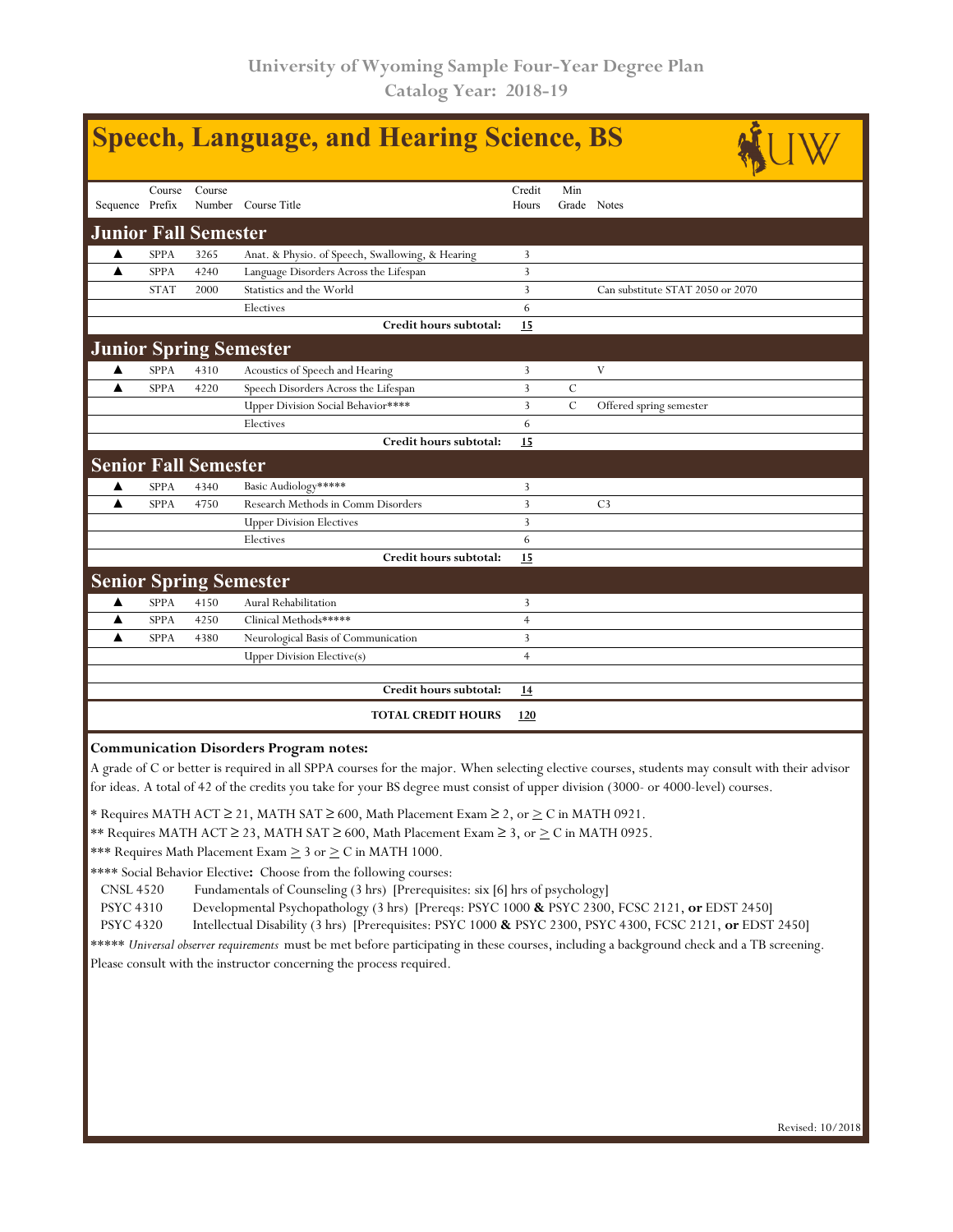University of Wyoming Sample Four-Year Degree Plan
Catalog Year: 2018-19

# Speech, Language, and Hearing Science, BS

| Sequence | Course Prefix | Course Number | Course Title | Credit Hours | Min Grade | Notes |
|---|---|---|---|---|---|---|
| **Junior Fall Semester** | | | | | | |
| ▲ | SPPA | 3265 | Anat. & Physio. of Speech, Swallowing, & Hearing | 3 | | |
| ▲ | SPPA | 4240 | Language Disorders Across the Lifespan | 3 | | |
| | STAT | 2000 | Statistics and the World | 3 | | Can substitute STAT 2050 or 2070 |
| | | | Electives | 6 | | |
| | | | **Credit hours subtotal:** | **15** | | |
| **Junior Spring Semester** | | | | | | |
| ▲ | SPPA | 4310 | Acoustics of Speech and Hearing | 3 | | V |
| ▲ | SPPA | 4220 | Speech Disorders Across the Lifespan | 3 | C | |
| | | | Upper Division Social Behavior**** | 3 | C | Offered spring semester |
| | | | Electives | 6 | | |
| | | | **Credit hours subtotal:** | **15** | | |
| **Senior Fall Semester** | | | | | | |
| ▲ | SPPA | 4340 | Basic Audiology***** | 3 | | |
| ▲ | SPPA | 4750 | Research Methods in Comm Disorders | 3 | | C3 |
| | | | Upper Division Electives | 3 | | |
| | | | Electives | 6 | | |
| | | | **Credit hours subtotal:** | **15** | | |
| **Senior Spring Semester** | | | | | | |
| ▲ | SPPA | 4150 | Aural Rehabilitation | 3 | | |
| ▲ | SPPA | 4250 | Clinical Methods***** | 4 | | |
| ▲ | SPPA | 4380 | Neurological Basis of Communication | 3 | | |
| | | | Upper Division Elective(s) | 4 | | |
| | | | **Credit hours subtotal:** | **14** | | |
| | | | **TOTAL CREDIT HOURS** | **120** | | |

**Communication Disorders Program notes:**

A grade of C or better is required in all SPPA courses for the major. When selecting elective courses, students may consult with their advisor for ideas. A total of 42 of the credits you take for your BS degree must consist of upper division (3000- or 4000-level) courses.

* Requires MATH ACT ≥ 21, MATH SAT ≥ 600, Math Placement Exam ≥ 2, or ≥ C in MATH 0921.

** Requires MATH ACT ≥ 23, MATH SAT ≥ 600, Math Placement Exam ≥ 3, or ≥ C in MATH 0925.

*** Requires Math Placement Exam ≥ 3 or ≥ C in MATH 1000.

**** Social Behavior Elective**:** Choose from the following courses:

- CNSL 4520 Fundamentals of Counseling (3 hrs) [Prerequisites: six [6] hrs of psychology]
- PSYC 4310 Developmental Psychopathology (3 hrs) [Prereqs: PSYC 1000 **&** PSYC 2300, FCSC 2121, **or** EDST 2450]
- PSYC 4320 Intellectual Disability (3 hrs) [Prerequisites: PSYC 1000 **&** PSYC 2300, PSYC 4300, FCSC 2121, **or** EDST 2450]

***** *Universal observer requirements* must be met before participating in these courses, including a background check and a TB screening. Please consult with the instructor concerning the process required.

Revised: 10/2018